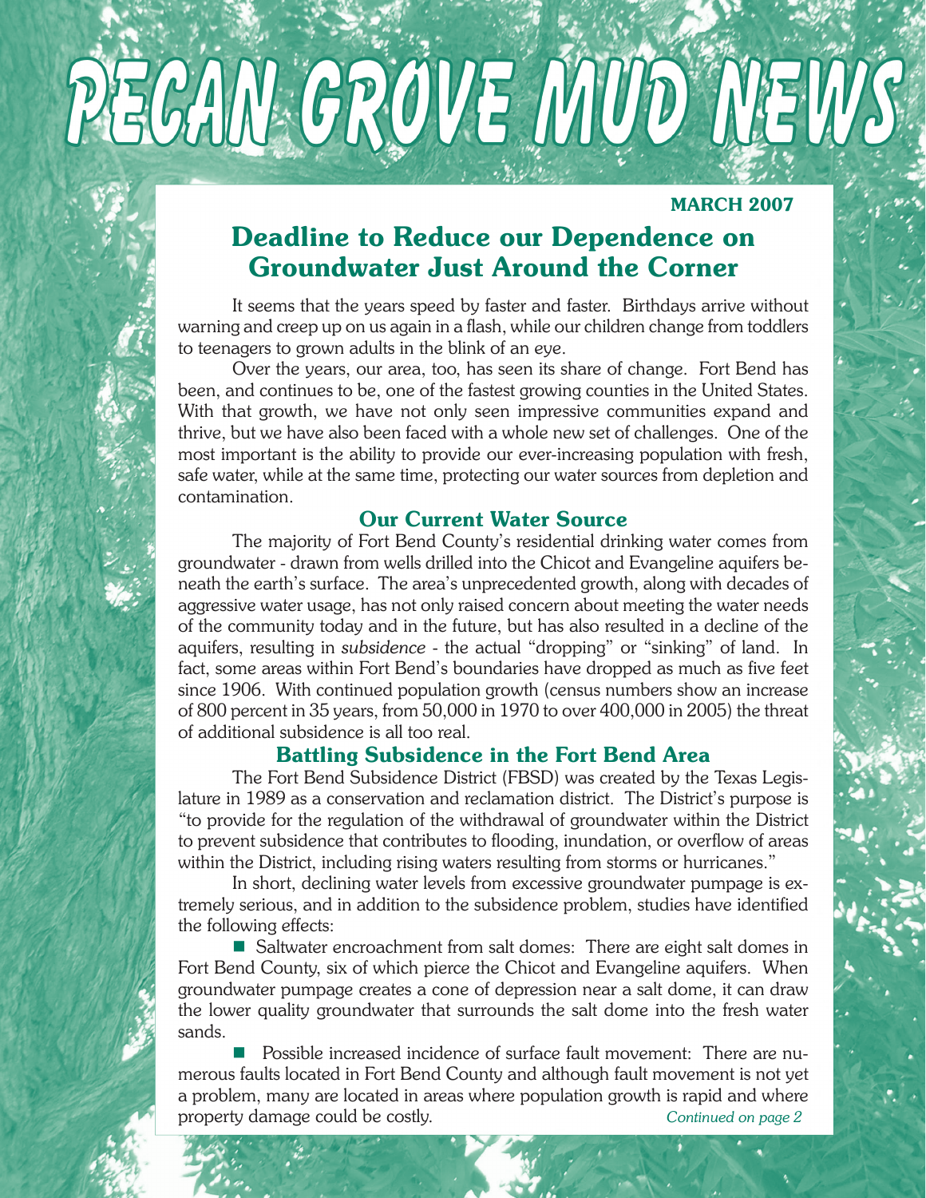# PECAN GROVE MUD NEWS

**MARCH 2007**

## Deadline to Reduce our Dependence on Groundwater Just Around the Corner

It seems that the years speed by faster and faster. Birthdays arrive without warning and creep up on us again in a flash, while our children change from toddlers to teenagers to grown adults in the blink of an eye.

Over the years, our area, too, has seen its share of change. Fort Bend has been, and continues to be, one of the fastest growing counties in the United States. With that growth, we have not only seen impressive communities expand and thrive, but we have also been faced with a whole new set of challenges. One of the most important is the ability to provide our ever-increasing population with fresh, safe water, while at the same time, protecting our water sources from depletion and contamination.

### Our Current Water Source

The majority of Fort Bend County's residential drinking water comes from groundwater - drawn from wells drilled into the Chicot and Evangeline aquifers beneath the earth's surface. The area's unprecedented growth, along with decades of aggressive water usage, has not only raised concern about meeting the water needs of the community today and in the future, but has also resulted in a decline of the aquifers, resulting in *subsidence* - the actual "dropping" or "sinking" of land. In fact, some areas within Fort Bend's boundaries have dropped as much as five feet since 1906. With continued population growth (census numbers show an increase of 800 percent in 35 years, from 50,000 in 1970 to over 400,000 in 2005) the threat of additional subsidence is all too real.

### Battling Subsidence in the Fort Bend Area

The Fort Bend Subsidence District (FBSD) was created by the Texas Legislature in 1989 as a conservation and reclamation district. The District's purpose is "to provide for the regulation of the withdrawal of groundwater within the District to prevent subsidence that contributes to flooding, inundation, or overflow of areas within the District, including rising waters resulting from storms or hurricanes."

In short, declining water levels from excessive groundwater pumpage is extremely serious, and in addition to the subsidence problem, studies have identified the following effects:

- Saltwater encroachment from salt domes: There are eight salt domes in Fort Bend County, six of which pierce the Chicot and Evangeline aquifers. When groundwater pumpage creates a cone of depression near a salt dome, it can draw the lower quality groundwater that surrounds the salt dome into the fresh water sands.
- Possible increased incidence of surface fault movement: There are numerous faults located in Fort Bend County and although fault movement is not yet a problem, many are located in areas where population growth is rapid and where property damage could be costly.

*Continued on page 2*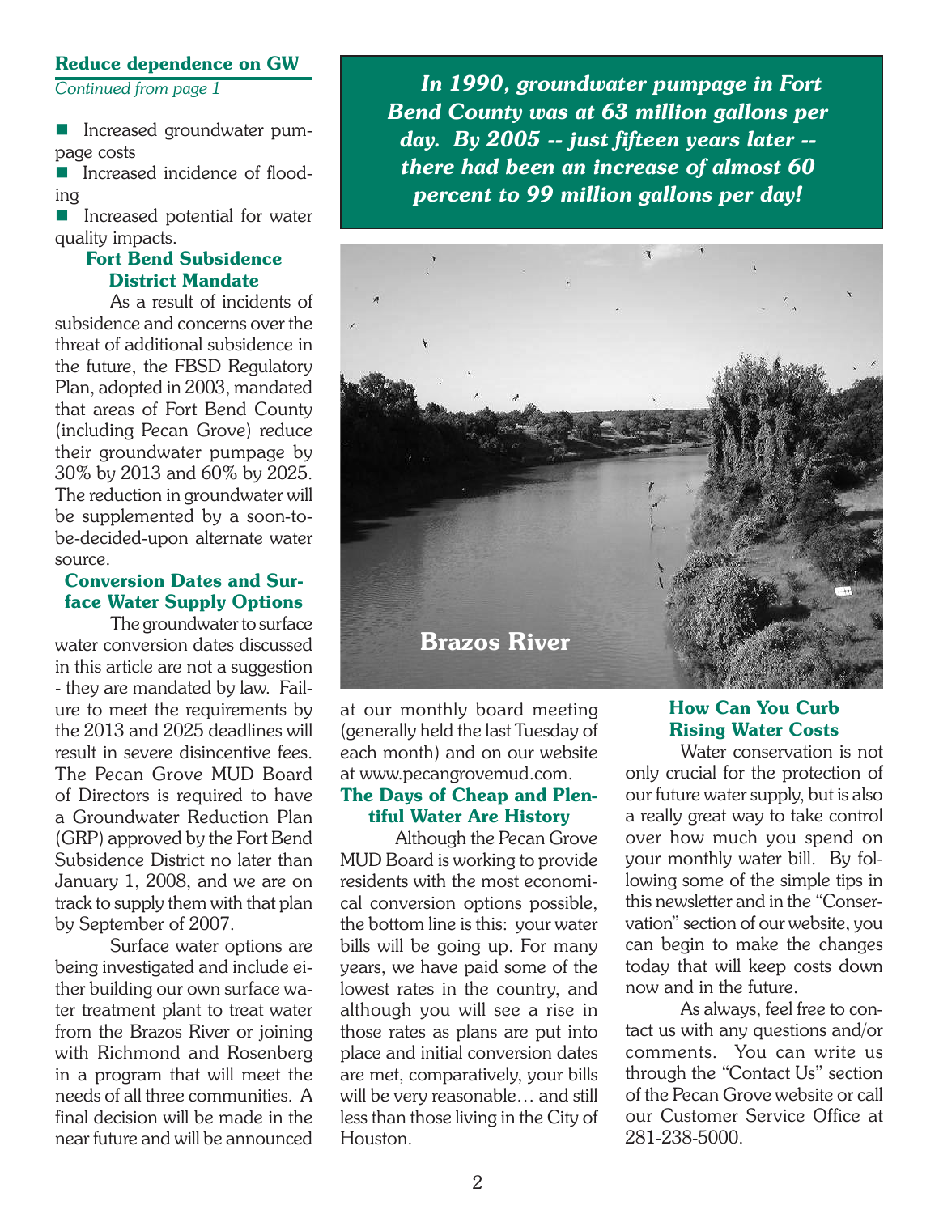## Reduce dependence on GW

*Continued from page 1*

- Increased groundwater pumpage costs
- Increased incidence of flooding
- Increased potential for water quality impacts.

### Fort Bend Subsidence District Mandate

As a result of incidents of subsidence and concerns over the threat of additional subsidence in the future, the FBSD Regulatory Plan, adopted in 2003, mandated that areas of Fort Bend County (including Pecan Grove) reduce their groundwater pumpage by 30% by 2013 and 60% by 2025. The reduction in groundwater will be supplemented by a soon-to-be-decided-upon alternate water source.

### Conversion Dates and Surface Water Supply Options

The groundwater to surface water conversion dates discussed in this article are not a suggestion - they are mandated by law. Failure to meet the requirements by the 2013 and 2025 deadlines will result in severe disincentive fees. The Pecan Grove MUD Board of Directors is required to have a Groundwater Reduction Plan (GRP) approved by the Fort Bend Subsidence District no later than January 1, 2008, and we are on track to supply them with that plan by September of 2007.

Surface water options are being investigated and include either building our own surface water treatment plant to treat water from the Brazos River or joining with Richmond and Rosenberg in a program that will meet the needs of all three communities. A final decision will be made in the near future and will be announced at our monthly board meeting (generally held the last Tuesday of each month) and on our website at www.pecangrovemud.com.

***In 1990, groundwater pumpage in Fort Bend County was at 63 million gallons per day. By 2005 -- just fifteen years later -- there had been an increase of almost 60 percent to 99 million gallons per day!***

Brazos River

### The Days of Cheap and Plentiful Water Are History

Although the Pecan Grove MUD Board is working to provide residents with the most economical conversion options possible, the bottom line is this: your water bills will be going up. For many years, we have paid some of the lowest rates in the country, and although you will see a rise in those rates as plans are put into place and initial conversion dates are met, comparatively, your bills will be very reasonable… and still less than those living in the City of Houston.

### How Can You Curb Rising Water Costs

Water conservation is not only crucial for the protection of our future water supply, but is also a really great way to take control over how much you spend on your monthly water bill. By following some of the simple tips in this newsletter and in the "Conservation" section of our website, you can begin to make the changes today that will keep costs down now and in the future.

As always, feel free to contact us with any questions and/or comments. You can write us through the "Contact Us" section of the Pecan Grove website or call our Customer Service Office at 281-238-5000.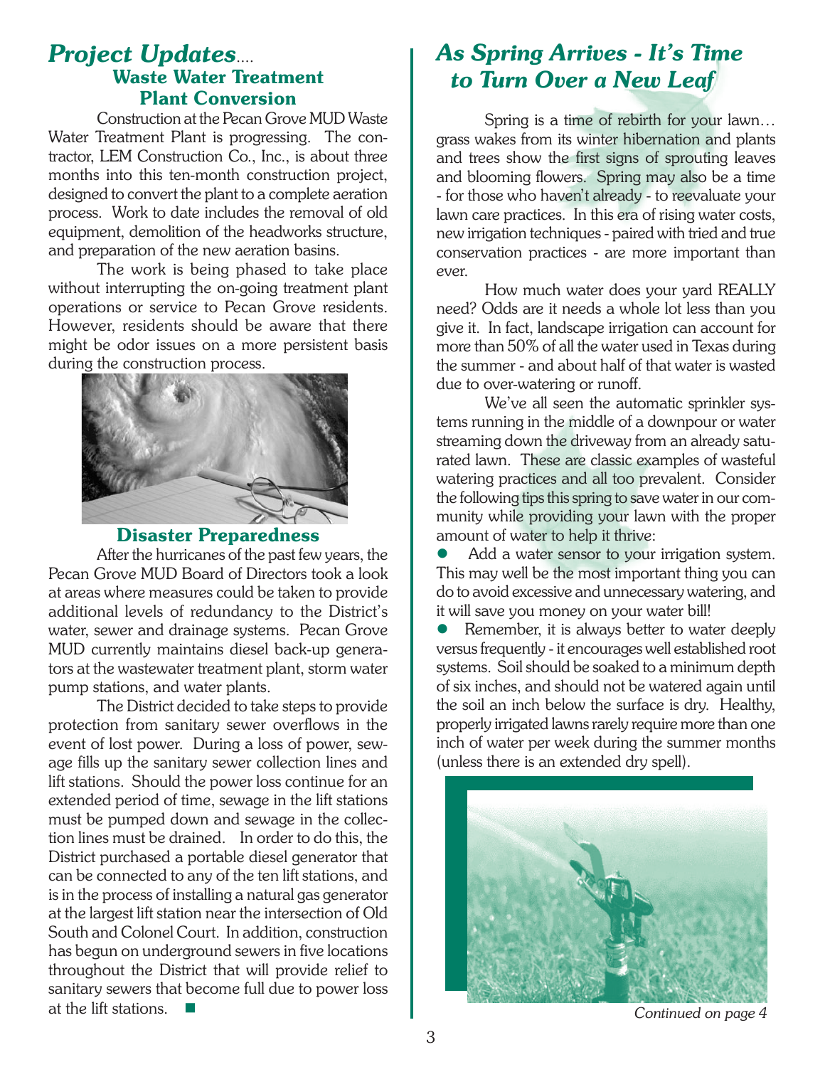## *Project Updates....*

### Waste Water Treatment Plant Conversion

Construction at the Pecan Grove MUD Waste Water Treatment Plant is progressing. The contractor, LEM Construction Co., Inc., is about three months into this ten-month construction project, designed to convert the plant to a complete aeration process. Work to date includes the removal of old equipment, demolition of the headworks structure, and preparation of the new aeration basins.

The work is being phased to take place without interrupting the on-going treatment plant operations or service to Pecan Grove residents. However, residents should be aware that there might be odor issues on a more persistent basis during the construction process.

### Disaster Preparedness

After the hurricanes of the past few years, the Pecan Grove MUD Board of Directors took a look at areas where measures could be taken to provide additional levels of redundancy to the District's water, sewer and drainage systems. Pecan Grove MUD currently maintains diesel back-up generators at the wastewater treatment plant, storm water pump stations, and water plants.

The District decided to take steps to provide protection from sanitary sewer overflows in the event of lost power. During a loss of power, sewage fills up the sanitary sewer collection lines and lift stations. Should the power loss continue for an extended period of time, sewage in the lift stations must be pumped down and sewage in the collection lines must be drained. In order to do this, the District purchased a portable diesel generator that can be connected to any of the ten lift stations, and is in the process of installing a natural gas generator at the largest lift station near the intersection of Old South and Colonel Court. In addition, construction has begun on underground sewers in five locations throughout the District that will provide relief to sanitary sewers that become full due to power loss at the lift stations. ■

## *As Spring Arrives - It's Time to Turn Over a New Leaf*

Spring is a time of rebirth for your lawn… grass wakes from its winter hibernation and plants and trees show the first signs of sprouting leaves and blooming flowers. Spring may also be a time - for those who haven't already - to reevaluate your lawn care practices. In this era of rising water costs, new irrigation techniques - paired with tried and true conservation practices - are more important than ever.

How much water does your yard REALLY need? Odds are it needs a whole lot less than you give it. In fact, landscape irrigation can account for more than 50% of all the water used in Texas during the summer - and about half of that water is wasted due to over-watering or runoff.

We've all seen the automatic sprinkler systems running in the middle of a downpour or water streaming down the driveway from an already saturated lawn. These are classic examples of wasteful watering practices and all too prevalent. Consider the following tips this spring to save water in our community while providing your lawn with the proper amount of water to help it thrive:

- Add a water sensor to your irrigation system. This may well be the most important thing you can do to avoid excessive and unnecessary watering, and it will save you money on your water bill!
- Remember, it is always better to water deeply versus frequently - it encourages well established root systems. Soil should be soaked to a minimum depth of six inches, and should not be watered again until the soil an inch below the surface is dry. Healthy, properly irrigated lawns rarely require more than one inch of water per week during the summer months (unless there is an extended dry spell).

*Continued on page 4*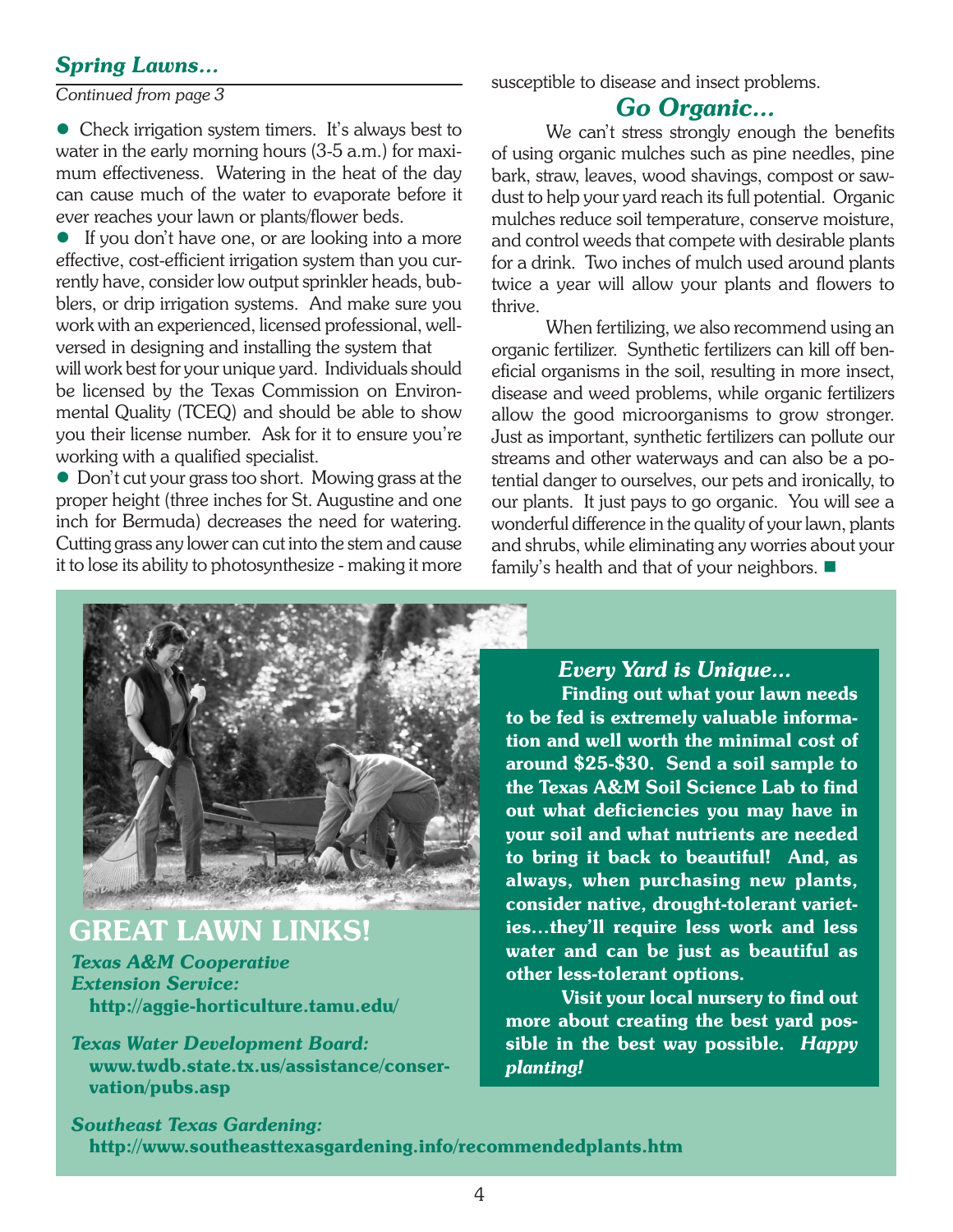## *Spring Lawns...*

*Continued from page 3*

- Check irrigation system timers. It's always best to water in the early morning hours (3-5 a.m.) for maximum effectiveness. Watering in the heat of the day can cause much of the water to evaporate before it ever reaches your lawn or plants/flower beds.
- If you don't have one, or are looking into a more effective, cost-efficient irrigation system than you currently have, consider low output sprinkler heads, bubblers, or drip irrigation systems. And make sure you work with an experienced, licensed professional, well-versed in designing and installing the system that will work best for your unique yard. Individuals should be licensed by the Texas Commission on Environmental Quality (TCEQ) and should be able to show you their license number. Ask for it to ensure you're working with a qualified specialist.
- Don't cut your grass too short. Mowing grass at the proper height (three inches for St. Augustine and one inch for Bermuda) decreases the need for watering. Cutting grass any lower can cut into the stem and cause it to lose its ability to photosynthesize - making it more susceptible to disease and insect problems.

## *Go Organic...*

We can't stress strongly enough the benefits of using organic mulches such as pine needles, pine bark, straw, leaves, wood shavings, compost or sawdust to help your yard reach its full potential. Organic mulches reduce soil temperature, conserve moisture, and control weeds that compete with desirable plants for a drink. Two inches of mulch used around plants twice a year will allow your plants and flowers to thrive.

When fertilizing, we also recommend using an organic fertilizer. Synthetic fertilizers can kill off beneficial organisms in the soil, resulting in more insect, disease and weed problems, while organic fertilizers allow the good microorganisms to grow stronger. Just as important, synthetic fertilizers can pollute our streams and other waterways and can also be a potential danger to ourselves, our pets and ironically, to our plants. It just pays to go organic. You will see a wonderful difference in the quality of your lawn, plants and shrubs, while eliminating any worries about your family's health and that of your neighbors. ■

## GREAT LAWN LINKS!

***Texas A&M Cooperative Extension Service:***
**http://aggie-horticulture.tamu.edu/**

***Texas Water Development Board:***
**www.twdb.state.tx.us/assistance/conservation/pubs.asp**

***Southeast Texas Gardening:***
**http://www.southeasttexasgardening.info/recommendedplants.htm**

### *Every Yard is Unique...*

**Finding out what your lawn needs to be fed is extremely valuable information and well worth the minimal cost of around $25-$30. Send a soil sample to the Texas A&M Soil Science Lab to find out what deficiencies you may have in your soil and what nutrients are needed to bring it back to beautiful! And, as always, when purchasing new plants, consider native, drought-tolerant varieties...they'll require less work and less water and can be just as beautiful as other less-tolerant options.**

**Visit your local nursery to find out more about creating the best yard possible in the best way possible. *Happy planting!***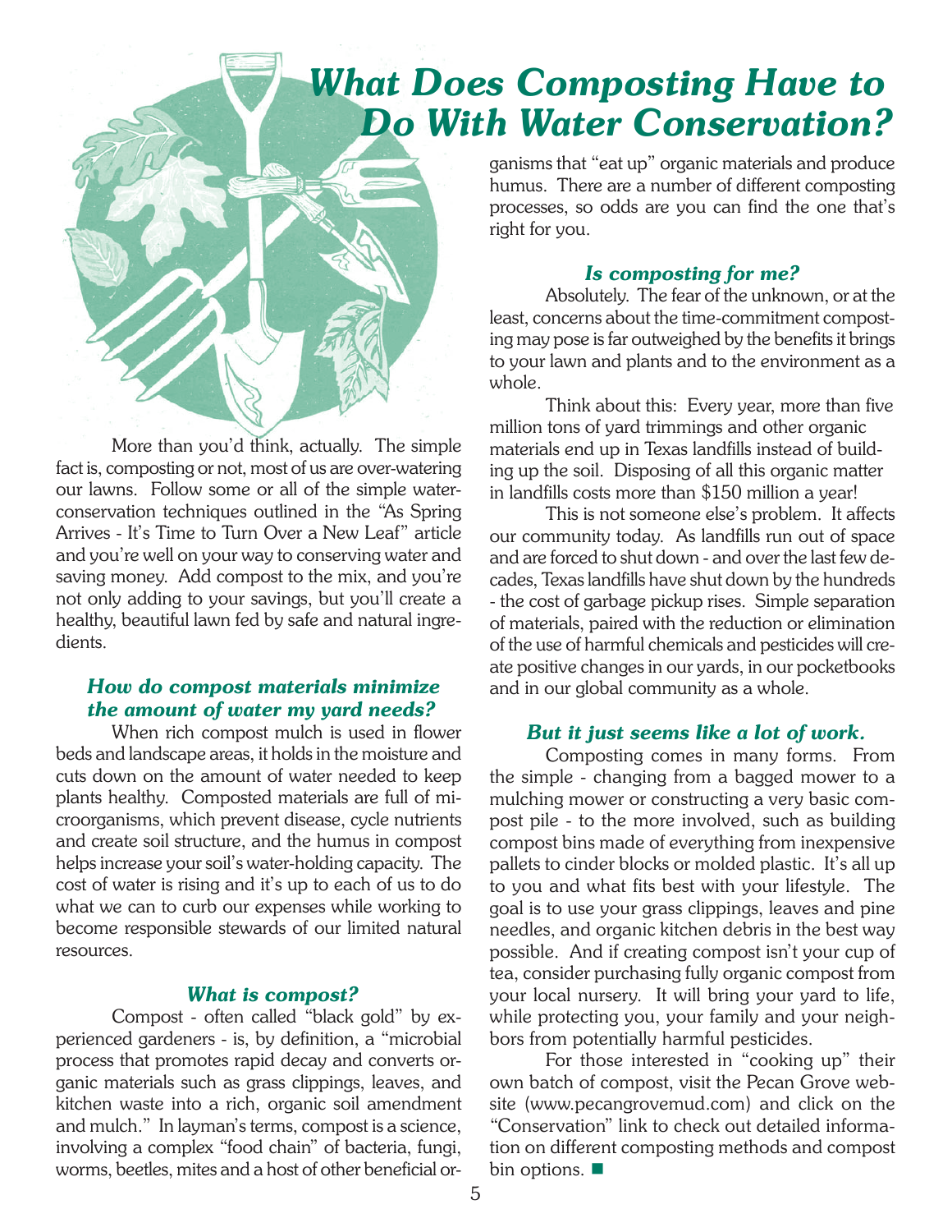# *What Does Composting Have to Do With Water Conservation?*

More than you'd think, actually. The simple fact is, composting or not, most of us are over-watering our lawns. Follow some or all of the simple water-conservation techniques outlined in the "As Spring Arrives - It's Time to Turn Over a New Leaf" article and you're well on your way to conserving water and saving money. Add compost to the mix, and you're not only adding to your savings, but you'll create a healthy, beautiful lawn fed by safe and natural ingredients.

### *How do compost materials minimize the amount of water my yard needs?*

When rich compost mulch is used in flower beds and landscape areas, it holds in the moisture and cuts down on the amount of water needed to keep plants healthy. Composted materials are full of microorganisms, which prevent disease, cycle nutrients and create soil structure, and the humus in compost helps increase your soil's water-holding capacity. The cost of water is rising and it's up to each of us to do what we can to curb our expenses while working to become responsible stewards of our limited natural resources.

### *What is compost?*

Compost - often called "black gold" by experienced gardeners - is, by definition, a "microbial process that promotes rapid decay and converts organic materials such as grass clippings, leaves, and kitchen waste into a rich, organic soil amendment and mulch." In layman's terms, compost is a science, involving a complex "food chain" of bacteria, fungi, worms, beetles, mites and a host of other beneficial organisms that "eat up" organic materials and produce humus. There are a number of different composting processes, so odds are you can find the one that's right for you.

### *Is composting for me?*

Absolutely. The fear of the unknown, or at the least, concerns about the time-commitment composting may pose is far outweighed by the benefits it brings to your lawn and plants and to the environment as a whole.

Think about this: Every year, more than five million tons of yard trimmings and other organic materials end up in Texas landfills instead of building up the soil. Disposing of all this organic matter in landfills costs more than $150 million a year!

This is not someone else's problem. It affects our community today. As landfills run out of space and are forced to shut down - and over the last few decades, Texas landfills have shut down by the hundreds - the cost of garbage pickup rises. Simple separation of materials, paired with the reduction or elimination of the use of harmful chemicals and pesticides will create positive changes in our yards, in our pocketbooks and in our global community as a whole.

### *But it just seems like a lot of work.*

Composting comes in many forms. From the simple - changing from a bagged mower to a mulching mower or constructing a very basic compost pile - to the more involved, such as building compost bins made of everything from inexpensive pallets to cinder blocks or molded plastic. It's all up to you and what fits best with your lifestyle. The goal is to use your grass clippings, leaves and pine needles, and organic kitchen debris in the best way possible. And if creating compost isn't your cup of tea, consider purchasing fully organic compost from your local nursery. It will bring your yard to life, while protecting you, your family and your neighbors from potentially harmful pesticides.

For those interested in "cooking up" their own batch of compost, visit the Pecan Grove website (www.pecangrovemud.com) and click on the "Conservation" link to check out detailed information on different composting methods and compost bin options. ■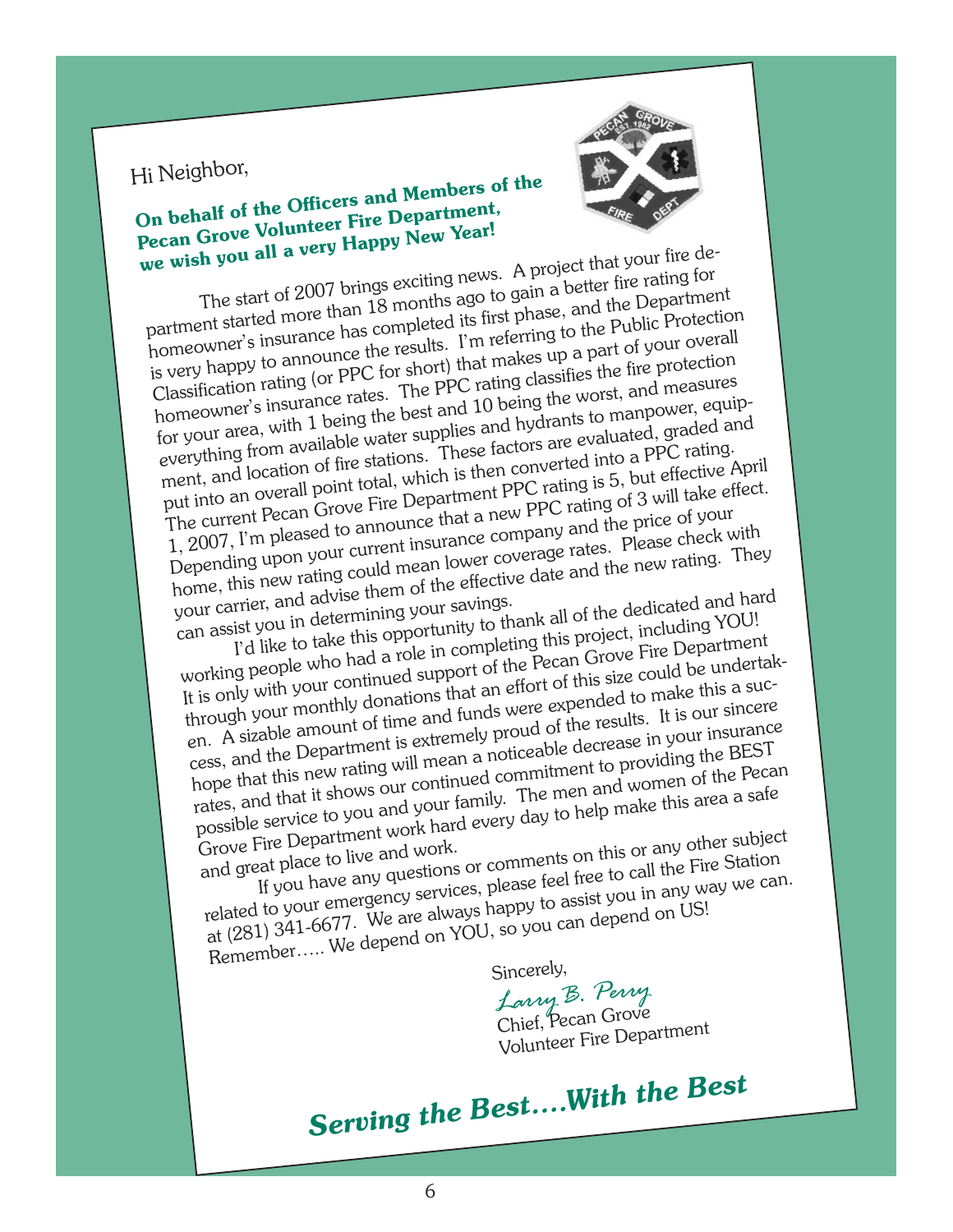Hi Neighbor,

**On behalf of the Officers and Members of the Pecan Grove Volunteer Fire Department, we wish you all a very Happy New Year!**

The start of 2007 brings exciting news. A project that your fire department started more than 18 months ago to gain a better fire rating for homeowner's insurance has completed its first phase, and the Department is very happy to announce the results. I'm referring to the Public Protection Classification rating (or PPC for short) that makes up a part of your overall homeowner's insurance rates. The PPC rating classifies the fire protection for your area, with 1 being the best and 10 being the worst, and measures everything from available water supplies and hydrants to manpower, equipment, and location of fire stations. These factors are evaluated, graded and put into an overall point total, which is then converted into a PPC rating. The current Pecan Grove Fire Department PPC rating is 5, but effective April 1, 2007, I'm pleased to announce that a new PPC rating of 3 will take effect. Depending upon your current insurance company and the price of your home, this new rating could mean lower coverage rates. Please check with your carrier, and advise them of the effective date and the new rating. They can assist you in determining your savings.

I'd like to take this opportunity to thank all of the dedicated and hard working people who had a role in completing this project, including YOU! It is only with your continued support of the Pecan Grove Fire Department through your monthly donations that an effort of this size could be undertaken. A sizable amount of time and funds were expended to make this a success, and the Department is extremely proud of the results. It is our sincere hope that this new rating will mean a noticeable decrease in your insurance rates, and that it shows our continued commitment to providing the BEST possible service to you and your family. The men and women of the Pecan Grove Fire Department work hard every day to help make this area a safe and great place to live and work.

If you have any questions or comments on this or any other subject related to your emergency services, please feel free to call the Fire Station at (281) 341-6677. We are always happy to assist you in any way we can. Remember….. We depend on YOU, so you can depend on US!

Sincerely,

*Larry B. Perry*
Chief, Pecan Grove
Volunteer Fire Department

***Serving the Best….With the Best***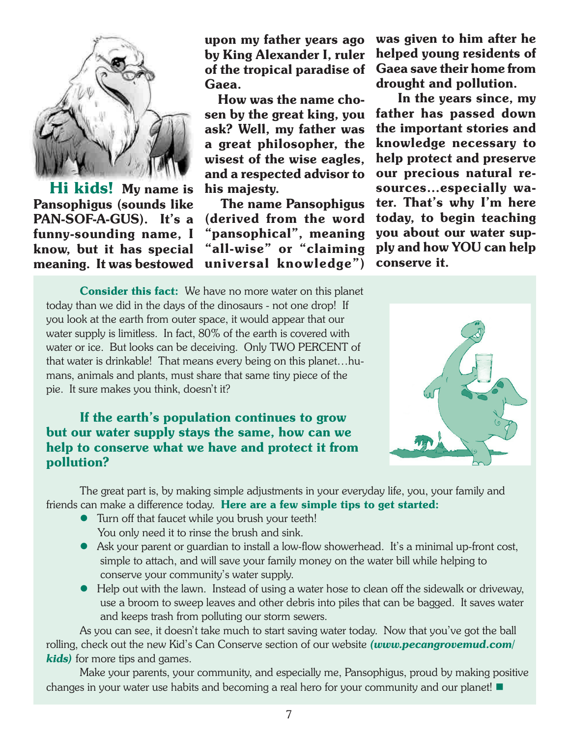**Hi kids!** **My name is Pansophigus (sounds like PAN-SOF-A-GUS). It's a funny-sounding name, I know, but it has special meaning. It was bestowed upon my father years ago by King Alexander I, ruler of the tropical paradise of Gaea.**

**How was the name chosen by the great king, you ask? Well, my father was a great philosopher, the wisest of the wise eagles, and a respected advisor to his majesty.**

**The name Pansophigus (derived from the word "pansophical", meaning "all-wise" or "claiming universal knowledge") was given to him after he helped young residents of Gaea save their home from drought and pollution.**

**In the years since, my father has passed down the important stories and knowledge necessary to help protect and preserve our precious natural resources…especially water. That's why I'm here today, to begin teaching you about our water supply and how YOU can help conserve it.**

**Consider this fact:** We have no more water on this planet today than we did in the days of the dinosaurs - not one drop! If you look at the earth from outer space, it would appear that our water supply is limitless. In fact, 80% of the earth is covered with water or ice. But looks can be deceiving. Only TWO PERCENT of that water is drinkable! That means every being on this planet…humans, animals and plants, must share that same tiny piece of the pie. It sure makes you think, doesn't it?

**If the earth's population continues to grow but our water supply stays the same, how can we help to conserve what we have and protect it from pollution?**

The great part is, by making simple adjustments in your everyday life, you, your family and friends can make a difference today. **Here are a few simple tips to get started:**

- Turn off that faucet while you brush your teeth! You only need it to rinse the brush and sink.
- Ask your parent or guardian to install a low-flow showerhead. It's a minimal up-front cost, simple to attach, and will save your family money on the water bill while helping to conserve your community's water supply.
- Help out with the lawn. Instead of using a water hose to clean off the sidewalk or driveway, use a broom to sweep leaves and other debris into piles that can be bagged. It saves water and keeps trash from polluting our storm sewers.

As you can see, it doesn't take much to start saving water today. Now that you've got the ball rolling, check out the new Kid's Can Conserve section of our website ***(www.pecangrovemud.com/kids)*** for more tips and games.

Make your parents, your community, and especially me, Pansophigus, proud by making positive changes in your water use habits and becoming a real hero for your community and our planet! ■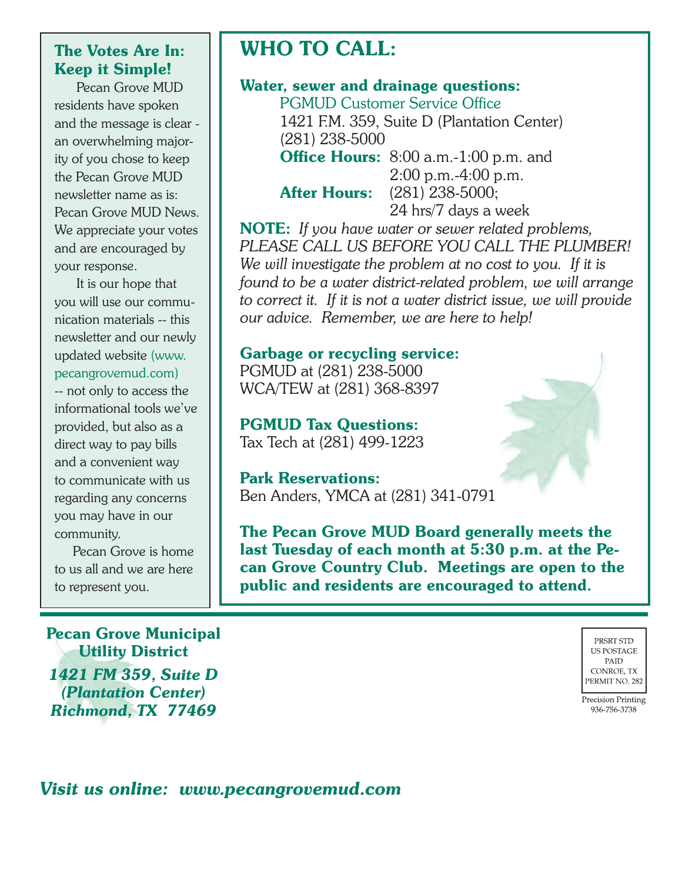## The Votes Are In: Keep it Simple!

Pecan Grove MUD residents have spoken and the message is clear - an overwhelming majority of you chose to keep the Pecan Grove MUD newsletter name as is: Pecan Grove MUD News. We appreciate your votes and are encouraged by your response.

It is our hope that you will use our communication materials -- this newsletter and our newly updated website (www.pecangrovemud.com) -- not only to access the informational tools we've provided, but also as a direct way to pay bills and a convenient way to communicate with us regarding any concerns you may have in our community.

Pecan Grove is home to us all and we are here to represent you.

# WHO TO CALL:

**Water, sewer and drainage questions:**

PGMUD Customer Service Office
1421 F.M. 359, Suite D (Plantation Center)
(281) 238-5000

**Office Hours:** 8:00 a.m.-1:00 p.m. and 2:00 p.m.-4:00 p.m.

**After Hours:** (281) 238-5000; 24 hrs/7 days a week

**NOTE:** *If you have water or sewer related problems, PLEASE CALL US BEFORE YOU CALL THE PLUMBER! We will investigate the problem at no cost to you. If it is found to be a water district-related problem, we will arrange to correct it. If it is not a water district issue, we will provide our advice. Remember, we are here to help!*

**Garbage or recycling service:**
PGMUD at (281) 238-5000
WCA/TEW at (281) 368-8397

**PGMUD Tax Questions:**
Tax Tech at (281) 499-1223

**Park Reservations:**
Ben Anders, YMCA at (281) 341-0791

**The Pecan Grove MUD Board generally meets the last Tuesday of each month at 5:30 p.m. at the Pecan Grove Country Club. Meetings are open to the public and residents are encouraged to attend.**

**Pecan Grove Municipal Utility District**
***1421 FM 359, Suite D***
***(Plantation Center)***
***Richmond, TX 77469***

PRSRT STD
US POSTAGE
PAID
CONROE, TX
PERMIT NO. 282

Precision Printing
936-756-3738

***Visit us online: www.pecangrovemud.com***